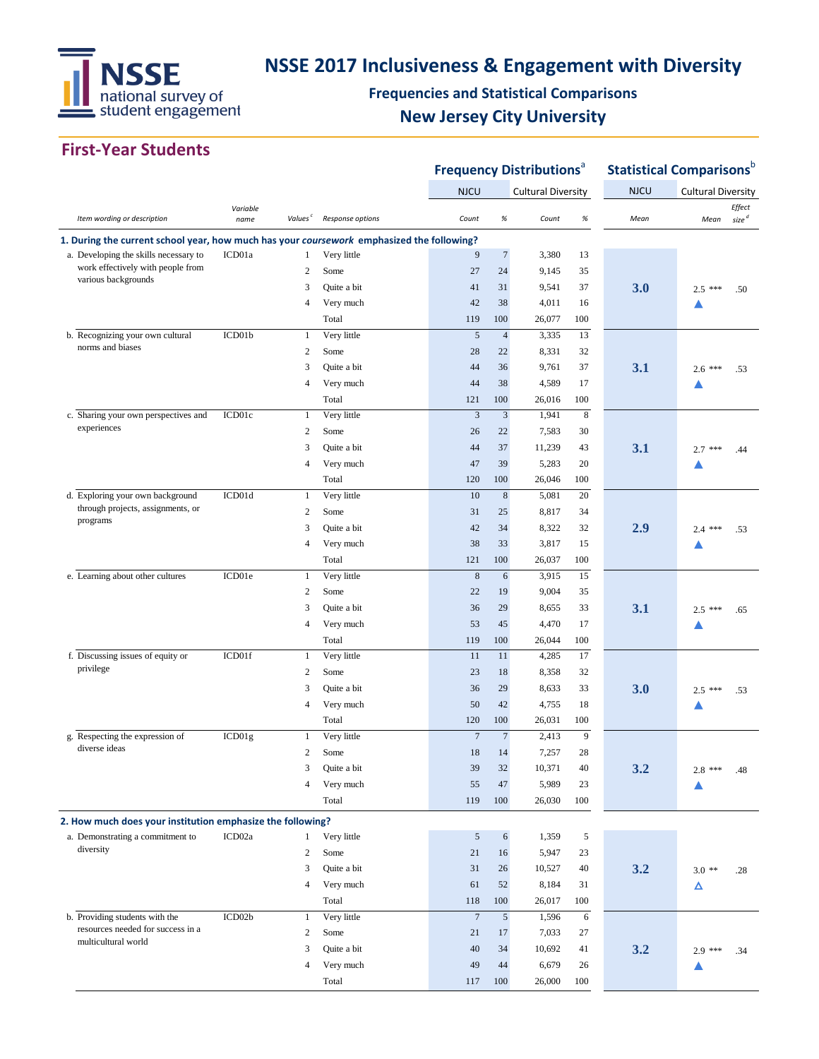# NSSE 2017 Inclusiveness & Engagement with Diversity

## Frequencies and Statistical Comparisons

## New Jersey City University

## First-Year Students

| | | | | Frequency Distributions[a] | | | | Statistical Comparisons[b] | | | |
|---|---|---|---|---|---|---|---|---|---|---|---|
| | | | | NJCU | | Cultural Diversity | | NJCU | Cultural Diversity | | |
| Item wording or description | Variable name | Values[c] | Response options | Count | % | Count | % | Mean | Mean | | Effect size[d] |
| **1. During the current school year, how much has your *coursework* emphasized the following?** | | | | | | | | | | | |
| a. Developing the skills necessary to work effectively with people from various backgrounds | ICD01a | 1 | Very little | 9 | 7 | 3,380 | 13 | 3.0 | 2.5 | *** ▲ | .50 |
| | | 2 | Some | 27 | 24 | 9,145 | 35 | | | | |
| | | 3 | Quite a bit | 41 | 31 | 9,541 | 37 | | | | |
| | | 4 | Very much | 42 | 38 | 4,011 | 16 | | | | |
| | | | Total | 119 | 100 | 26,077 | 100 | | | | |
| b. Recognizing your own cultural norms and biases | ICD01b | 1 | Very little | 5 | 4 | 3,335 | 13 | 3.1 | 2.6 | *** ▲ | .53 |
| | | 2 | Some | 28 | 22 | 8,331 | 32 | | | | |
| | | 3 | Quite a bit | 44 | 36 | 9,761 | 37 | | | | |
| | | 4 | Very much | 44 | 38 | 4,589 | 17 | | | | |
| | | | Total | 121 | 100 | 26,016 | 100 | | | | |
| c. Sharing your own perspectives and experiences | ICD01c | 1 | Very little | 3 | 3 | 1,941 | 8 | 3.1 | 2.7 | *** ▲ | .44 |
| | | 2 | Some | 26 | 22 | 7,583 | 30 | | | | |
| | | 3 | Quite a bit | 44 | 37 | 11,239 | 43 | | | | |
| | | 4 | Very much | 47 | 39 | 5,283 | 20 | | | | |
| | | | Total | 120 | 100 | 26,046 | 100 | | | | |
| d. Exploring your own background through projects, assignments, or programs | ICD01d | 1 | Very little | 10 | 8 | 5,081 | 20 | 2.9 | 2.4 | *** ▲ | .53 |
| | | 2 | Some | 31 | 25 | 8,817 | 34 | | | | |
| | | 3 | Quite a bit | 42 | 34 | 8,322 | 32 | | | | |
| | | 4 | Very much | 38 | 33 | 3,817 | 15 | | | | |
| | | | Total | 121 | 100 | 26,037 | 100 | | | | |
| e. Learning about other cultures | ICD01e | 1 | Very little | 8 | 6 | 3,915 | 15 | 3.1 | 2.5 | *** ▲ | .65 |
| | | 2 | Some | 22 | 19 | 9,004 | 35 | | | | |
| | | 3 | Quite a bit | 36 | 29 | 8,655 | 33 | | | | |
| | | 4 | Very much | 53 | 45 | 4,470 | 17 | | | | |
| | | | Total | 119 | 100 | 26,044 | 100 | | | | |
| f. Discussing issues of equity or privilege | ICD01f | 1 | Very little | 11 | 11 | 4,285 | 17 | 3.0 | 2.5 | *** ▲ | .53 |
| | | 2 | Some | 23 | 18 | 8,358 | 32 | | | | |
| | | 3 | Quite a bit | 36 | 29 | 8,633 | 33 | | | | |
| | | 4 | Very much | 50 | 42 | 4,755 | 18 | | | | |
| | | | Total | 120 | 100 | 26,031 | 100 | | | | |
| g. Respecting the expression of diverse ideas | ICD01g | 1 | Very little | 7 | 7 | 2,413 | 9 | 3.2 | 2.8 | *** ▲ | .48 |
| | | 2 | Some | 18 | 14 | 7,257 | 28 | | | | |
| | | 3 | Quite a bit | 39 | 32 | 10,371 | 40 | | | | |
| | | 4 | Very much | 55 | 47 | 5,989 | 23 | | | | |
| | | | Total | 119 | 100 | 26,030 | 100 | | | | |
| **2. How much does your institution emphasize the following?** | | | | | | | | | | | |
| a. Demonstrating a commitment to diversity | ICD02a | 1 | Very little | 5 | 6 | 1,359 | 5 | 3.2 | 3.0 | ** △ | .28 |
| | | 2 | Some | 21 | 16 | 5,947 | 23 | | | | |
| | | 3 | Quite a bit | 31 | 26 | 10,527 | 40 | | | | |
| | | 4 | Very much | 61 | 52 | 8,184 | 31 | | | | |
| | | | Total | 118 | 100 | 26,017 | 100 | | | | |
| b. Providing students with the resources needed for success in a multicultural world | ICD02b | 1 | Very little | 7 | 5 | 1,596 | 6 | 3.2 | 2.9 | *** ▲ | .34 |
| | | 2 | Some | 21 | 17 | 7,033 | 27 | | | | |
| | | 3 | Quite a bit | 40 | 34 | 10,692 | 41 | | | | |
| | | 4 | Very much | 49 | 44 | 6,679 | 26 | | | | |
| | | | Total | 117 | 100 | 26,000 | 100 | | | | |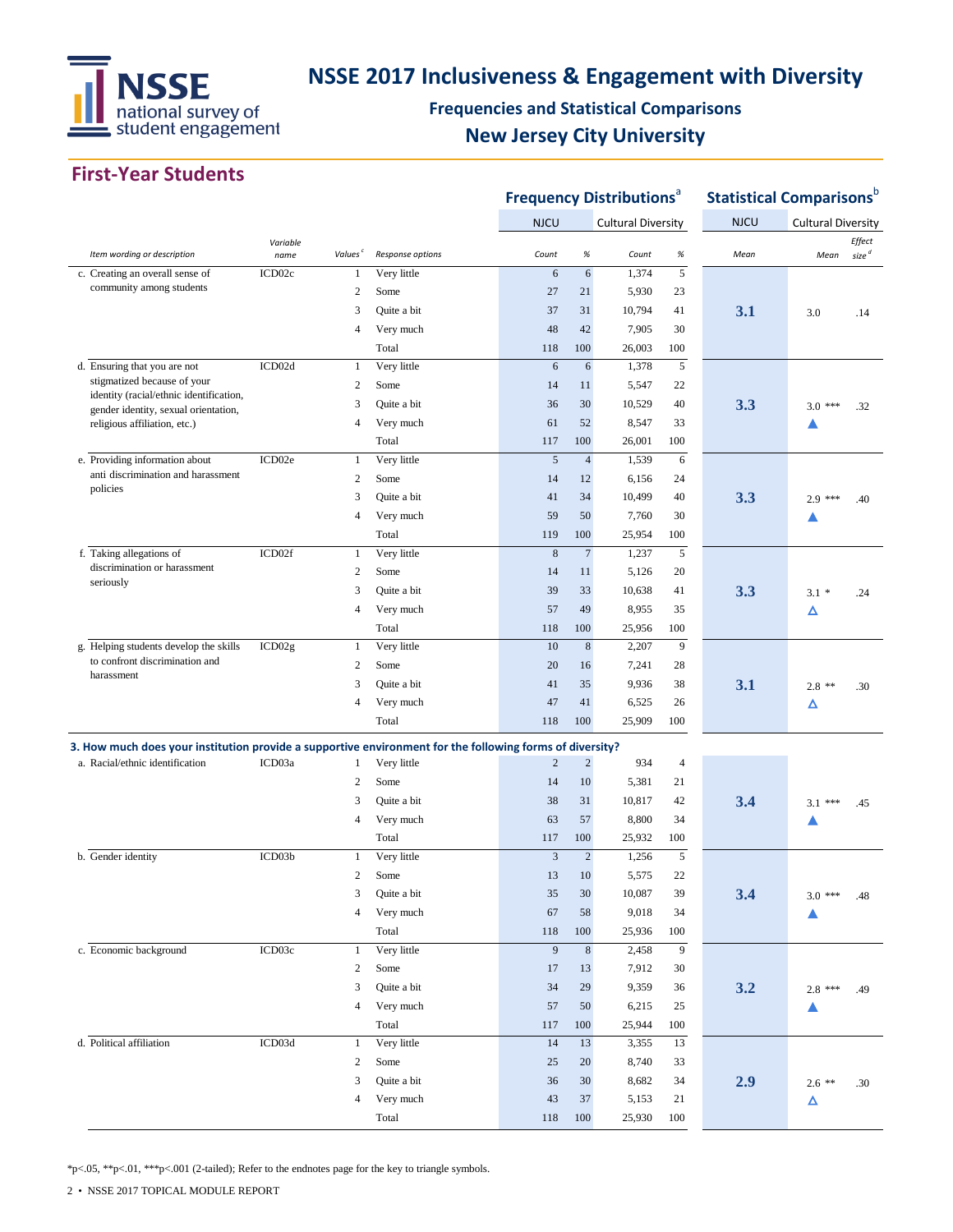# NSSE 2017 Inclusiveness & Engagement with Diversity

## Frequencies and Statistical Comparisons

## New Jersey City University

## First-Year Students

| | | | | Frequency Distributions[a] | | | | Statistical Comparisons[b] | | |
|---|---|---|---|---|---|---|---|---|---|---|
| | | | | NJCU | | Cultural Diversity | | NJCU | Cultural Diversity | |
| *Item wording or description* | *Variable name* | *Values[c]* | *Response options* | *Count* | *%* | *Count* | *%* | *Mean* | *Mean* | *Effect size[d]* |
| c. Creating an overall sense of community among students | ICD02c | 1 | Very little | 6 | 6 | 1,374 | 5 | | | |
| | | 2 | Some | 27 | 21 | 5,930 | 23 | | | |
| | | 3 | Quite a bit | 37 | 31 | 10,794 | 41 | **3.1** | 3.0 | .14 |
| | | 4 | Very much | 48 | 42 | 7,905 | 30 | | | |
| | | | Total | 118 | 100 | 26,003 | 100 | | | |
| d. Ensuring that you are not stigmatized because of your identity (racial/ethnic identification, gender identity, sexual orientation, religious affiliation, etc.) | ICD02d | 1 | Very little | 6 | 6 | 1,378 | 5 | | | |
| | | 2 | Some | 14 | 11 | 5,547 | 22 | | | |
| | | 3 | Quite a bit | 36 | 30 | 10,529 | 40 | **3.3** | 3.0 *** ▲ | .32 |
| | | 4 | Very much | 61 | 52 | 8,547 | 33 | | | |
| | | | Total | 117 | 100 | 26,001 | 100 | | | |
| e. Providing information about anti discrimination and harassment policies | ICD02e | 1 | Very little | 5 | 4 | 1,539 | 6 | | | |
| | | 2 | Some | 14 | 12 | 6,156 | 24 | | | |
| | | 3 | Quite a bit | 41 | 34 | 10,499 | 40 | **3.3** | 2.9 *** ▲ | .40 |
| | | 4 | Very much | 59 | 50 | 7,760 | 30 | | | |
| | | | Total | 119 | 100 | 25,954 | 100 | | | |
| f. Taking allegations of discrimination or harassment seriously | ICD02f | 1 | Very little | 8 | 7 | 1,237 | 5 | | | |
| | | 2 | Some | 14 | 11 | 5,126 | 20 | | | |
| | | 3 | Quite a bit | 39 | 33 | 10,638 | 41 | **3.3** | 3.1 * △ | .24 |
| | | 4 | Very much | 57 | 49 | 8,955 | 35 | | | |
| | | | Total | 118 | 100 | 25,956 | 100 | | | |
| g. Helping students develop the skills to confront discrimination and harassment | ICD02g | 1 | Very little | 10 | 8 | 2,207 | 9 | | | |
| | | 2 | Some | 20 | 16 | 7,241 | 28 | | | |
| | | 3 | Quite a bit | 41 | 35 | 9,936 | 38 | **3.1** | 2.8 ** △ | .30 |
| | | 4 | Very much | 47 | 41 | 6,525 | 26 | | | |
| | | | Total | 118 | 100 | 25,909 | 100 | | | |
| **3. How much does your institution provide a supportive environment for the following forms of diversity?** | | | | | | | | | | |
| a. Racial/ethnic identification | ICD03a | 1 | Very little | 2 | 2 | 934 | 4 | | | |
| | | 2 | Some | 14 | 10 | 5,381 | 21 | | | |
| | | 3 | Quite a bit | 38 | 31 | 10,817 | 42 | **3.4** | 3.1 *** ▲ | .45 |
| | | 4 | Very much | 63 | 57 | 8,800 | 34 | | | |
| | | | Total | 117 | 100 | 25,932 | 100 | | | |
| b. Gender identity | ICD03b | 1 | Very little | 3 | 2 | 1,256 | 5 | | | |
| | | 2 | Some | 13 | 10 | 5,575 | 22 | | | |
| | | 3 | Quite a bit | 35 | 30 | 10,087 | 39 | **3.4** | 3.0 *** ▲ | .48 |
| | | 4 | Very much | 67 | 58 | 9,018 | 34 | | | |
| | | | Total | 118 | 100 | 25,936 | 100 | | | |
| c. Economic background | ICD03c | 1 | Very little | 9 | 8 | 2,458 | 9 | | | |
| | | 2 | Some | 17 | 13 | 7,912 | 30 | | | |
| | | 3 | Quite a bit | 34 | 29 | 9,359 | 36 | **3.2** | 2.8 *** ▲ | .49 |
| | | 4 | Very much | 57 | 50 | 6,215 | 25 | | | |
| | | | Total | 117 | 100 | 25,944 | 100 | | | |
| d. Political affiliation | ICD03d | 1 | Very little | 14 | 13 | 3,355 | 13 | | | |
| | | 2 | Some | 25 | 20 | 8,740 | 33 | | | |
| | | 3 | Quite a bit | 36 | 30 | 8,682 | 34 | **2.9** | 2.6 ** △ | .30 |
| | | 4 | Very much | 43 | 37 | 5,153 | 21 | | | |
| | | | Total | 118 | 100 | 25,930 | 100 | | | |

*p<.05, **p<.01, ***p<.001 (2-tailed); Refer to the endnotes page for the key to triangle symbols.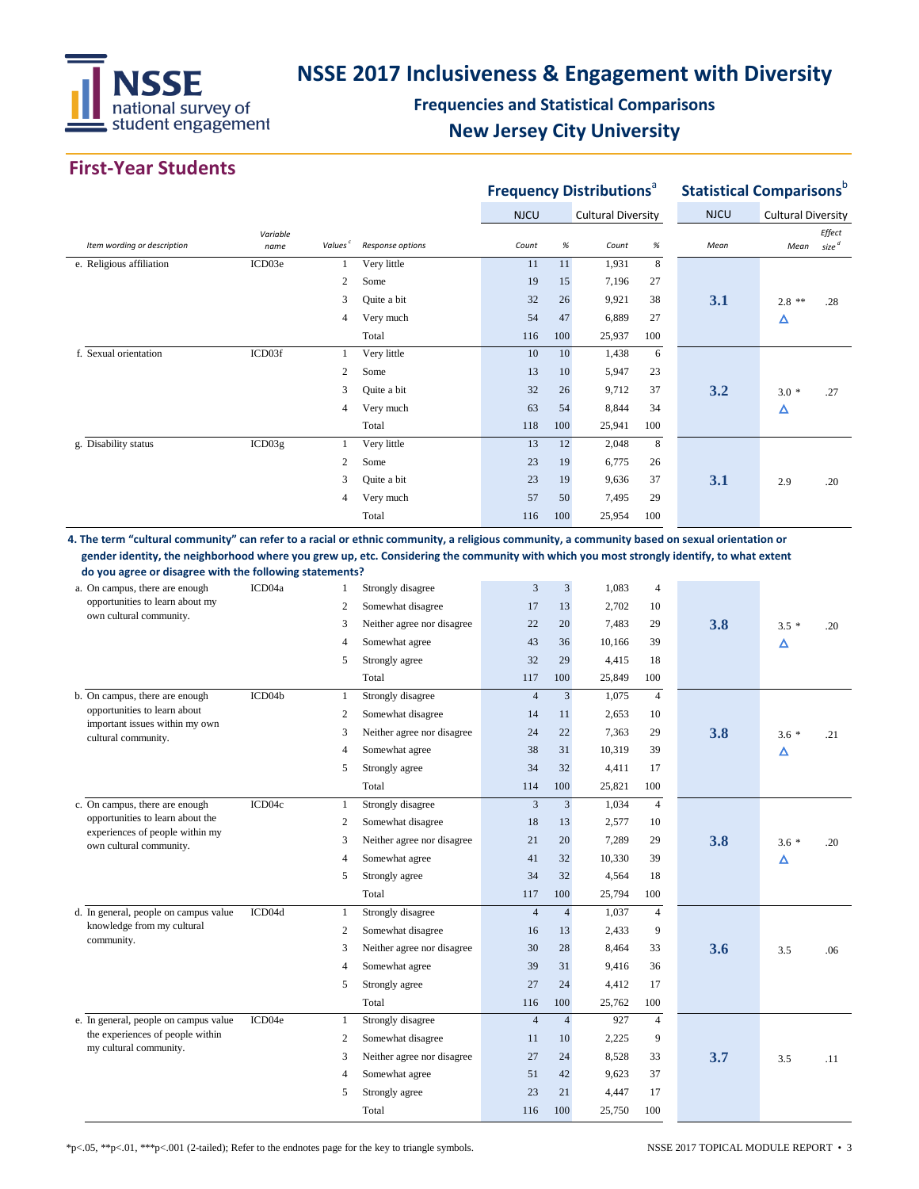# NSSE 2017 Inclusiveness & Engagement with Diversity

## Frequencies and Statistical Comparisons

## New Jersey City University

## First-Year Students

| | | | | Frequency Distributions[a] | | | | Statistical Comparisons[b] | | |
|---|---|---|---|---|---|---|---|---|---|---|
| | | | | NJCU | | Cultural Diversity | | NJCU | Cultural Diversity | |
| Item wording or description | Variable name | Values[c] | Response options | Count | % | Count | % | Mean | Mean | Effect size[d] |
| e. Religious affiliation | ICD03e | 1 | Very little | 11 | 11 | 1,931 | 8 | | | |
| | | 2 | Some | 19 | 15 | 7,196 | 27 | | | |
| | | 3 | Quite a bit | 32 | 26 | 9,921 | 38 | 3.1 | 2.8 ** △ | .28 |
| | | 4 | Very much | 54 | 47 | 6,889 | 27 | | | |
| | | | Total | 116 | 100 | 25,937 | 100 | | | |
| f. Sexual orientation | ICD03f | 1 | Very little | 10 | 10 | 1,438 | 6 | | | |
| | | 2 | Some | 13 | 10 | 5,947 | 23 | | | |
| | | 3 | Quite a bit | 32 | 26 | 9,712 | 37 | 3.2 | 3.0 * △ | .27 |
| | | 4 | Very much | 63 | 54 | 8,844 | 34 | | | |
| | | | Total | 118 | 100 | 25,941 | 100 | | | |
| g. Disability status | ICD03g | 1 | Very little | 13 | 12 | 2,048 | 8 | | | |
| | | 2 | Some | 23 | 19 | 6,775 | 26 | | | |
| | | 3 | Quite a bit | 23 | 19 | 9,636 | 37 | 3.1 | 2.9 | .20 |
| | | 4 | Very much | 57 | 50 | 7,495 | 29 | | | |
| | | | Total | 116 | 100 | 25,954 | 100 | | | |

**4. The term "cultural community" can refer to a racial or ethnic community, a religious community, a community based on sexual orientation or gender identity, the neighborhood where you grew up, etc. Considering the community with which you most strongly identify, to what extent do you agree or disagree with the following statements?**

| Item wording or description | Variable name | Values[c] | Response options | NJCU Count | NJCU % | Cultural Diversity Count | Cultural Diversity % | NJCU Mean | Cultural Diversity Mean | Effect size[d] |
|---|---|---|---|---|---|---|---|---|---|---|
| a. On campus, there are enough opportunities to learn about my own cultural community. | ICD04a | 1 | Strongly disagree | 3 | 3 | 1,083 | 4 | | | |
| | | 2 | Somewhat disagree | 17 | 13 | 2,702 | 10 | | | |
| | | 3 | Neither agree nor disagree | 22 | 20 | 7,483 | 29 | 3.8 | 3.5 * △ | .20 |
| | | 4 | Somewhat agree | 43 | 36 | 10,166 | 39 | | | |
| | | 5 | Strongly agree | 32 | 29 | 4,415 | 18 | | | |
| | | | Total | 117 | 100 | 25,849 | 100 | | | |
| b. On campus, there are enough opportunities to learn about important issues within my own cultural community. | ICD04b | 1 | Strongly disagree | 4 | 3 | 1,075 | 4 | | | |
| | | 2 | Somewhat disagree | 14 | 11 | 2,653 | 10 | | | |
| | | 3 | Neither agree nor disagree | 24 | 22 | 7,363 | 29 | 3.8 | 3.6 * △ | .21 |
| | | 4 | Somewhat agree | 38 | 31 | 10,319 | 39 | | | |
| | | 5 | Strongly agree | 34 | 32 | 4,411 | 17 | | | |
| | | | Total | 114 | 100 | 25,821 | 100 | | | |
| c. On campus, there are enough opportunities to learn about the experiences of people within my own cultural community. | ICD04c | 1 | Strongly disagree | 3 | 3 | 1,034 | 4 | | | |
| | | 2 | Somewhat disagree | 18 | 13 | 2,577 | 10 | | | |
| | | 3 | Neither agree nor disagree | 21 | 20 | 7,289 | 29 | 3.8 | 3.6 * △ | .20 |
| | | 4 | Somewhat agree | 41 | 32 | 10,330 | 39 | | | |
| | | 5 | Strongly agree | 34 | 32 | 4,564 | 18 | | | |
| | | | Total | 117 | 100 | 25,794 | 100 | | | |
| d. In general, people on campus value knowledge from my cultural community. | ICD04d | 1 | Strongly disagree | 4 | 4 | 1,037 | 4 | | | |
| | | 2 | Somewhat disagree | 16 | 13 | 2,433 | 9 | | | |
| | | 3 | Neither agree nor disagree | 30 | 28 | 8,464 | 33 | 3.6 | 3.5 | .06 |
| | | 4 | Somewhat agree | 39 | 31 | 9,416 | 36 | | | |
| | | 5 | Strongly agree | 27 | 24 | 4,412 | 17 | | | |
| | | | Total | 116 | 100 | 25,762 | 100 | | | |
| e. In general, people on campus value the experiences of people within my cultural community. | ICD04e | 1 | Strongly disagree | 4 | 4 | 927 | 4 | | | |
| | | 2 | Somewhat disagree | 11 | 10 | 2,225 | 9 | | | |
| | | 3 | Neither agree nor disagree | 27 | 24 | 8,528 | 33 | 3.7 | 3.5 | .11 |
| | | 4 | Somewhat agree | 51 | 42 | 9,623 | 37 | | | |
| | | 5 | Strongly agree | 23 | 21 | 4,447 | 17 | | | |
| | | | Total | 116 | 100 | 25,750 | 100 | | | |

*p<.05, **p<.01, ***p<.001 (2-tailed); Refer to the endnotes page for the key to triangle symbols.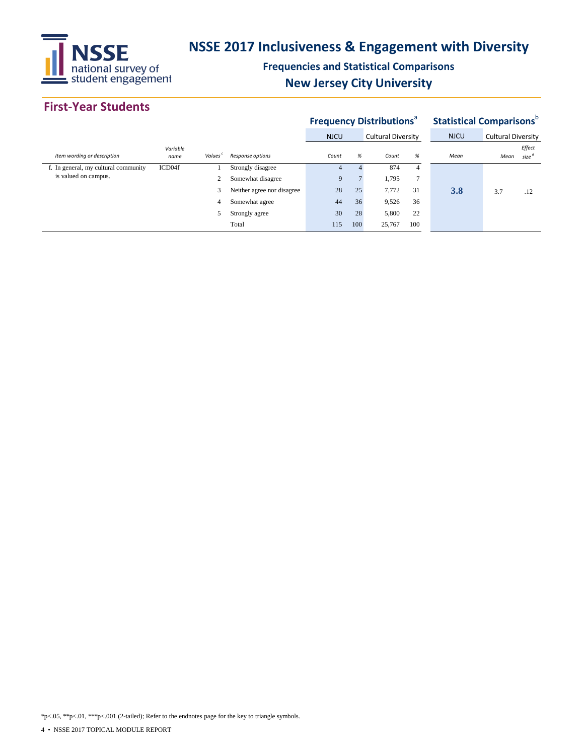# NSSE 2017 Inclusiveness & Engagement with Diversity

## Frequencies and Statistical Comparisons

## New Jersey City University

## First-Year Students

| | | | | Frequency Distributions[a] | | | | Statistical Comparisons[b] | | |
|---|---|---|---|---|---|---|---|---|---|---|
| | | | | NJCU | | Cultural Diversity | | NJCU | Cultural Diversity | |
| *Item wording or description* | *Variable name* | *Values[c]* | *Response options* | *Count* | *%* | *Count* | *%* | *Mean* | *Mean* | *Effect size[d]* |
| f. In general, my cultural community is valued on campus. | ICD04f | 1 | Strongly disagree | 4 | 4 | 874 | 4 | | | |
| | | 2 | Somewhat disagree | 9 | 7 | 1,795 | 7 | | | |
| | | 3 | Neither agree nor disagree | 28 | 25 | 7,772 | 31 | **3.8** | 3.7 | .12 |
| | | 4 | Somewhat agree | 44 | 36 | 9,526 | 36 | | | |
| | | 5 | Strongly agree | 30 | 28 | 5,800 | 22 | | | |
| | | | Total | 115 | 100 | 25,767 | 100 | | | |

*p<.05, **p<.01, ***p<.001 (2-tailed); Refer to the endnotes page for the key to triangle symbols.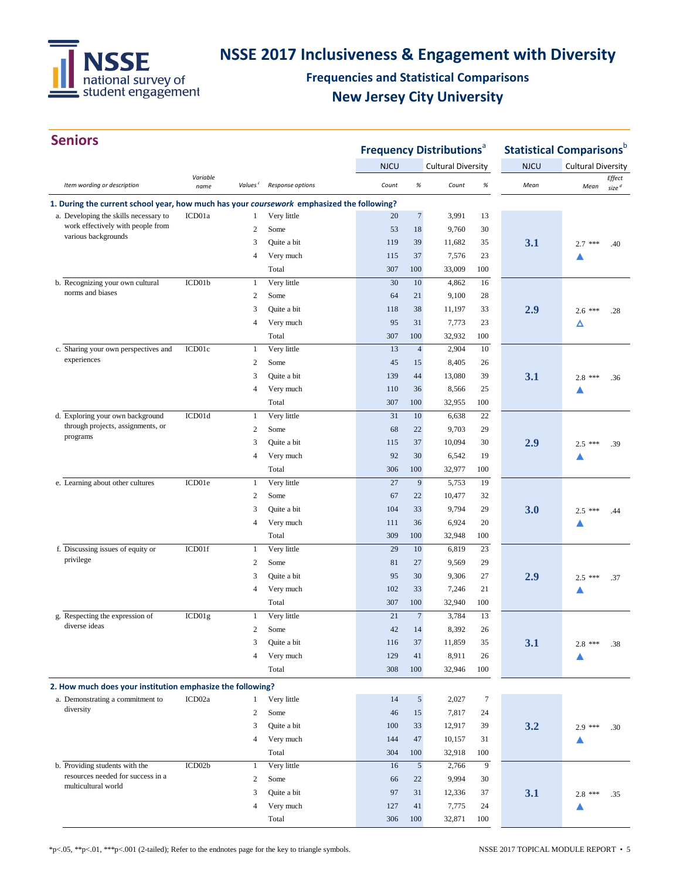# NSSE 2017 Inclusiveness & Engagement with Diversity

## Frequencies and Statistical Comparisons

## New Jersey City University

## Seniors

| | | | | Frequency Distributions[a] | | | | Statistical Comparisons[b] | | | |
|---|---|---|---|---|---|---|---|---|---|---|---|
| | | | | NJCU | | Cultural Diversity | | NJCU | Cultural Diversity | | |
| *Item wording or description* | *Variable name* | *Values[c]* | *Response options* | *Count* | *%* | *Count* | *%* | *Mean* | *Mean* | | *Effect size[d]* |
| **1. During the current school year, how much has your *coursework* emphasized the following?** | | | | | | | | | | | |
| a. Developing the skills necessary to work effectively with people from various backgrounds | ICD01a | 1 | Very little | 20 | 7 | 3,991 | 13 | | | | |
| | | 2 | Some | 53 | 18 | 9,760 | 30 | | | | |
| | | 3 | Quite a bit | 119 | 39 | 11,682 | 35 | **3.1** | 2.7 | *** | .40 |
| | | 4 | Very much | 115 | 37 | 7,576 | 23 | | ▲ | | |
| | | | Total | 307 | 100 | 33,009 | 100 | | | | |
| b. Recognizing your own cultural norms and biases | ICD01b | 1 | Very little | 30 | 10 | 4,862 | 16 | | | | |
| | | 2 | Some | 64 | 21 | 9,100 | 28 | | | | |
| | | 3 | Quite a bit | 118 | 38 | 11,197 | 33 | **2.9** | 2.6 | *** | .28 |
| | | 4 | Very much | 95 | 31 | 7,773 | 23 | | △ | | |
| | | | Total | 307 | 100 | 32,932 | 100 | | | | |
| c. Sharing your own perspectives and experiences | ICD01c | 1 | Very little | 13 | 4 | 2,904 | 10 | | | | |
| | | 2 | Some | 45 | 15 | 8,405 | 26 | | | | |
| | | 3 | Quite a bit | 139 | 44 | 13,080 | 39 | **3.1** | 2.8 | *** | .36 |
| | | 4 | Very much | 110 | 36 | 8,566 | 25 | | ▲ | | |
| | | | Total | 307 | 100 | 32,955 | 100 | | | | |
| d. Exploring your own background through projects, assignments, or programs | ICD01d | 1 | Very little | 31 | 10 | 6,638 | 22 | | | | |
| | | 2 | Some | 68 | 22 | 9,703 | 29 | | | | |
| | | 3 | Quite a bit | 115 | 37 | 10,094 | 30 | **2.9** | 2.5 | *** | .39 |
| | | 4 | Very much | 92 | 30 | 6,542 | 19 | | ▲ | | |
| | | | Total | 306 | 100 | 32,977 | 100 | | | | |
| e. Learning about other cultures | ICD01e | 1 | Very little | 27 | 9 | 5,753 | 19 | | | | |
| | | 2 | Some | 67 | 22 | 10,477 | 32 | | | | |
| | | 3 | Quite a bit | 104 | 33 | 9,794 | 29 | **3.0** | 2.5 | *** | .44 |
| | | 4 | Very much | 111 | 36 | 6,924 | 20 | | ▲ | | |
| | | | Total | 309 | 100 | 32,948 | 100 | | | | |
| f. Discussing issues of equity or privilege | ICD01f | 1 | Very little | 29 | 10 | 6,819 | 23 | | | | |
| | | 2 | Some | 81 | 27 | 9,569 | 29 | | | | |
| | | 3 | Quite a bit | 95 | 30 | 9,306 | 27 | **2.9** | 2.5 | *** | .37 |
| | | 4 | Very much | 102 | 33 | 7,246 | 21 | | ▲ | | |
| | | | Total | 307 | 100 | 32,940 | 100 | | | | |
| g. Respecting the expression of diverse ideas | ICD01g | 1 | Very little | 21 | 7 | 3,784 | 13 | | | | |
| | | 2 | Some | 42 | 14 | 8,392 | 26 | | | | |
| | | 3 | Quite a bit | 116 | 37 | 11,859 | 35 | **3.1** | 2.8 | *** | .38 |
| | | 4 | Very much | 129 | 41 | 8,911 | 26 | | ▲ | | |
| | | | Total | 308 | 100 | 32,946 | 100 | | | | |
| **2. How much does your institution emphasize the following?** | | | | | | | | | | | |
| a. Demonstrating a commitment to diversity | ICD02a | 1 | Very little | 14 | 5 | 2,027 | 7 | | | | |
| | | 2 | Some | 46 | 15 | 7,817 | 24 | | | | |
| | | 3 | Quite a bit | 100 | 33 | 12,917 | 39 | **3.2** | 2.9 | *** | .30 |
| | | 4 | Very much | 144 | 47 | 10,157 | 31 | | ▲ | | |
| | | | Total | 304 | 100 | 32,918 | 100 | | | | |
| b. Providing students with the resources needed for success in a multicultural world | ICD02b | 1 | Very little | 16 | 5 | 2,766 | 9 | | | | |
| | | 2 | Some | 66 | 22 | 9,994 | 30 | | | | |
| | | 3 | Quite a bit | 97 | 31 | 12,336 | 37 | **3.1** | 2.8 | *** | .35 |
| | | 4 | Very much | 127 | 41 | 7,775 | 24 | | ▲ | | |
| | | | Total | 306 | 100 | 32,871 | 100 | | | | |

*p<.05, **p<.01, ***p<.001 (2-tailed); Refer to the endnotes page for the key to triangle symbols.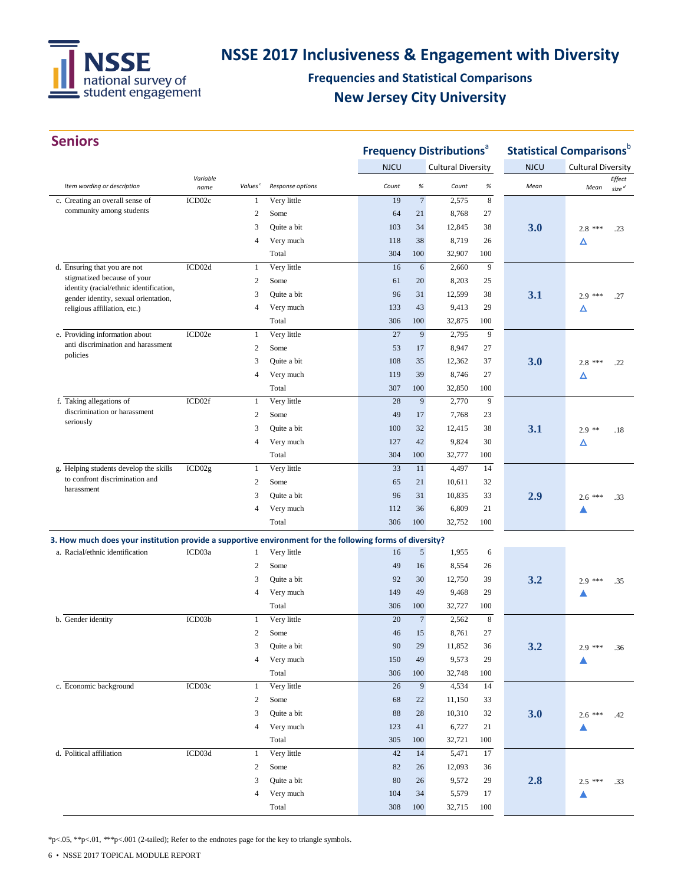# NSSE 2017 Inclusiveness & Engagement with Diversity

## Frequencies and Statistical Comparisons

## New Jersey City University

## Seniors

| Item wording or description | Variable name | Values [c] | Response options | NJCU Count | NJCU % | Cultural Diversity Count | Cultural Diversity % | NJCU Mean | Cultural Diversity Mean | Effect size [d] |
|---|---|---|---|---|---|---|---|---|---|---|
| | | | | **Frequency Distributions** [a] | | | | **Statistical Comparisons** [b] | | |
| c. Creating an overall sense of community among students | ICD02c | 1 | Very little | 19 | 7 | 2,575 | 8 | | | |
| | | 2 | Some | 64 | 21 | 8,768 | 27 | | | |
| | | 3 | Quite a bit | 103 | 34 | 12,845 | 38 | **3.0** | 2.8 *** △ | .23 |
| | | 4 | Very much | 118 | 38 | 8,719 | 26 | | | |
| | | | Total | 304 | 100 | 32,907 | 100 | | | |
| d. Ensuring that you are not stigmatized because of your identity (racial/ethnic identification, gender identity, sexual orientation, religious affiliation, etc.) | ICD02d | 1 | Very little | 16 | 6 | 2,660 | 9 | | | |
| | | 2 | Some | 61 | 20 | 8,203 | 25 | | | |
| | | 3 | Quite a bit | 96 | 31 | 12,599 | 38 | **3.1** | 2.9 *** △ | .27 |
| | | 4 | Very much | 133 | 43 | 9,413 | 29 | | | |
| | | | Total | 306 | 100 | 32,875 | 100 | | | |
| e. Providing information about anti discrimination and harassment policies | ICD02e | 1 | Very little | 27 | 9 | 2,795 | 9 | | | |
| | | 2 | Some | 53 | 17 | 8,947 | 27 | | | |
| | | 3 | Quite a bit | 108 | 35 | 12,362 | 37 | **3.0** | 2.8 *** △ | .22 |
| | | 4 | Very much | 119 | 39 | 8,746 | 27 | | | |
| | | | Total | 307 | 100 | 32,850 | 100 | | | |
| f. Taking allegations of discrimination or harassment seriously | ICD02f | 1 | Very little | 28 | 9 | 2,770 | 9 | | | |
| | | 2 | Some | 49 | 17 | 7,768 | 23 | | | |
| | | 3 | Quite a bit | 100 | 32 | 12,415 | 38 | **3.1** | 2.9 ** △ | .18 |
| | | 4 | Very much | 127 | 42 | 9,824 | 30 | | | |
| | | | Total | 304 | 100 | 32,777 | 100 | | | |
| g. Helping students develop the skills to confront discrimination and harassment | ICD02g | 1 | Very little | 33 | 11 | 4,497 | 14 | | | |
| | | 2 | Some | 65 | 21 | 10,611 | 32 | | | |
| | | 3 | Quite a bit | 96 | 31 | 10,835 | 33 | **2.9** | 2.6 *** ▲ | .33 |
| | | 4 | Very much | 112 | 36 | 6,809 | 21 | | | |
| | | | Total | 306 | 100 | 32,752 | 100 | | | |
| **3. How much does your institution provide a supportive environment for the following forms of diversity?** | | | | | | | | | | |
| a. Racial/ethnic identification | ICD03a | 1 | Very little | 16 | 5 | 1,955 | 6 | | | |
| | | 2 | Some | 49 | 16 | 8,554 | 26 | | | |
| | | 3 | Quite a bit | 92 | 30 | 12,750 | 39 | **3.2** | 2.9 *** ▲ | .35 |
| | | 4 | Very much | 149 | 49 | 9,468 | 29 | | | |
| | | | Total | 306 | 100 | 32,727 | 100 | | | |
| b. Gender identity | ICD03b | 1 | Very little | 20 | 7 | 2,562 | 8 | | | |
| | | 2 | Some | 46 | 15 | 8,761 | 27 | | | |
| | | 3 | Quite a bit | 90 | 29 | 11,852 | 36 | **3.2** | 2.9 *** ▲ | .36 |
| | | 4 | Very much | 150 | 49 | 9,573 | 29 | | | |
| | | | Total | 306 | 100 | 32,748 | 100 | | | |
| c. Economic background | ICD03c | 1 | Very little | 26 | 9 | 4,534 | 14 | | | |
| | | 2 | Some | 68 | 22 | 11,150 | 33 | | | |
| | | 3 | Quite a bit | 88 | 28 | 10,310 | 32 | **3.0** | 2.6 *** ▲ | .42 |
| | | 4 | Very much | 123 | 41 | 6,727 | 21 | | | |
| | | | Total | 305 | 100 | 32,721 | 100 | | | |
| d. Political affiliation | ICD03d | 1 | Very little | 42 | 14 | 5,471 | 17 | | | |
| | | 2 | Some | 82 | 26 | 12,093 | 36 | | | |
| | | 3 | Quite a bit | 80 | 26 | 9,572 | 29 | **2.8** | 2.5 *** ▲ | .33 |
| | | 4 | Very much | 104 | 34 | 5,579 | 17 | | | |
| | | | Total | 308 | 100 | 32,715 | 100 | | | |

*p<.05, **p<.01, ***p<.001 (2-tailed); Refer to the endnotes page for the key to triangle symbols.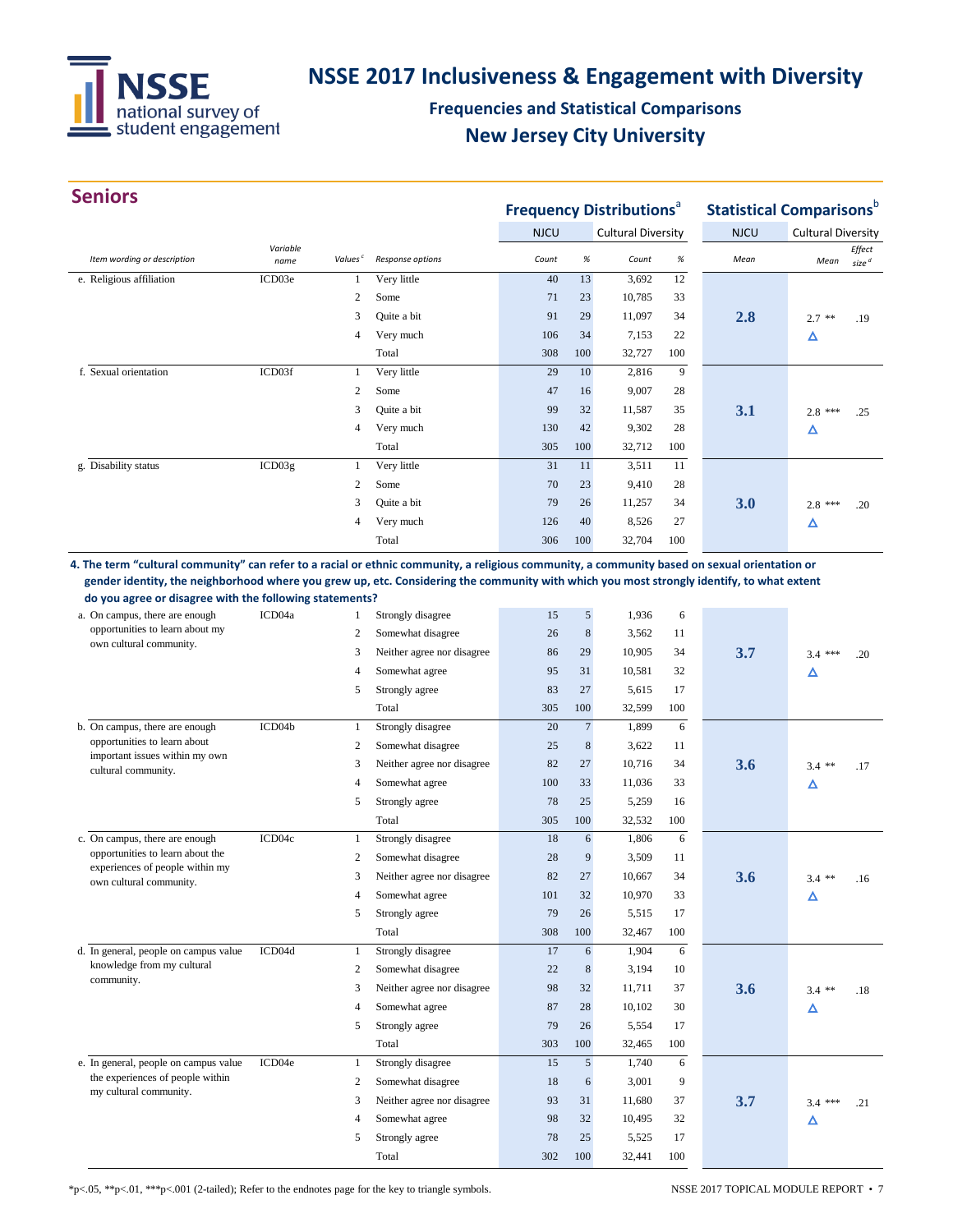# NSSE 2017 Inclusiveness & Engagement with Diversity

## Frequencies and Statistical Comparisons

## New Jersey City University

### Seniors

| | | | | Frequency Distributions[a] | | | | Statistical Comparisons[b] | | |
|---|---|---|---|---|---|---|---|---|---|---|
| | | | | NJCU | | Cultural Diversity | | NJCU | Cultural Diversity | |
| *Item wording or description* | *Variable name* | *Values[c]* | *Response options* | *Count* | *%* | *Count* | *%* | *Mean* | *Mean* | *Effect size[d]* |
| e. Religious affiliation | ICD03e | 1 | Very little | 40 | 13 | 3,692 | 12 | **2.8** | 2.7 ** △ | .19 |
| | | 2 | Some | 71 | 23 | 10,785 | 33 | | | |
| | | 3 | Quite a bit | 91 | 29 | 11,097 | 34 | | | |
| | | 4 | Very much | 106 | 34 | 7,153 | 22 | | | |
| | | | Total | 308 | 100 | 32,727 | 100 | | | |
| f. Sexual orientation | ICD03f | 1 | Very little | 29 | 10 | 2,816 | 9 | **3.1** | 2.8 *** △ | .25 |
| | | 2 | Some | 47 | 16 | 9,007 | 28 | | | |
| | | 3 | Quite a bit | 99 | 32 | 11,587 | 35 | | | |
| | | 4 | Very much | 130 | 42 | 9,302 | 28 | | | |
| | | | Total | 305 | 100 | 32,712 | 100 | | | |
| g. Disability status | ICD03g | 1 | Very little | 31 | 11 | 3,511 | 11 | **3.0** | 2.8 *** △ | .20 |
| | | 2 | Some | 70 | 23 | 9,410 | 28 | | | |
| | | 3 | Quite a bit | 79 | 26 | 11,257 | 34 | | | |
| | | 4 | Very much | 126 | 40 | 8,526 | 27 | | | |
| | | | Total | 306 | 100 | 32,704 | 100 | | | |

**4. The term "cultural community" can refer to a racial or ethnic community, a religious community, a community based on sexual orientation or gender identity, the neighborhood where you grew up, etc. Considering the community with which you most strongly identify, to what extent do you agree or disagree with the following statements?**

| *Item wording or description* | *Variable name* | *Values* | *Response options* | *NJCU Count* | *NJCU %* | *Cultural Diversity Count* | *Cultural Diversity %* | *NJCU Mean* | *Cultural Diversity Mean* | *Effect size* |
|---|---|---|---|---|---|---|---|---|---|---|
| a. On campus, there are enough opportunities to learn about my own cultural community. | ICD04a | 1 | Strongly disagree | 15 | 5 | 1,936 | 6 | **3.7** | 3.4 *** △ | .20 |
| | | 2 | Somewhat disagree | 26 | 8 | 3,562 | 11 | | | |
| | | 3 | Neither agree nor disagree | 86 | 29 | 10,905 | 34 | | | |
| | | 4 | Somewhat agree | 95 | 31 | 10,581 | 32 | | | |
| | | 5 | Strongly agree | 83 | 27 | 5,615 | 17 | | | |
| | | | Total | 305 | 100 | 32,599 | 100 | | | |
| b. On campus, there are enough opportunities to learn about important issues within my own cultural community. | ICD04b | 1 | Strongly disagree | 20 | 7 | 1,899 | 6 | **3.6** | 3.4 ** △ | .17 |
| | | 2 | Somewhat disagree | 25 | 8 | 3,622 | 11 | | | |
| | | 3 | Neither agree nor disagree | 82 | 27 | 10,716 | 34 | | | |
| | | 4 | Somewhat agree | 100 | 33 | 11,036 | 33 | | | |
| | | 5 | Strongly agree | 78 | 25 | 5,259 | 16 | | | |
| | | | Total | 305 | 100 | 32,532 | 100 | | | |
| c. On campus, there are enough opportunities to learn about the experiences of people within my own cultural community. | ICD04c | 1 | Strongly disagree | 18 | 6 | 1,806 | 6 | **3.6** | 3.4 ** △ | .16 |
| | | 2 | Somewhat disagree | 28 | 9 | 3,509 | 11 | | | |
| | | 3 | Neither agree nor disagree | 82 | 27 | 10,667 | 34 | | | |
| | | 4 | Somewhat agree | 101 | 32 | 10,970 | 33 | | | |
| | | 5 | Strongly agree | 79 | 26 | 5,515 | 17 | | | |
| | | | Total | 308 | 100 | 32,467 | 100 | | | |
| d. In general, people on campus value knowledge from my cultural community. | ICD04d | 1 | Strongly disagree | 17 | 6 | 1,904 | 6 | **3.6** | 3.4 ** △ | .18 |
| | | 2 | Somewhat disagree | 22 | 8 | 3,194 | 10 | | | |
| | | 3 | Neither agree nor disagree | 98 | 32 | 11,711 | 37 | | | |
| | | 4 | Somewhat agree | 87 | 28 | 10,102 | 30 | | | |
| | | 5 | Strongly agree | 79 | 26 | 5,554 | 17 | | | |
| | | | Total | 303 | 100 | 32,465 | 100 | | | |
| e. In general, people on campus value the experiences of people within my cultural community. | ICD04e | 1 | Strongly disagree | 15 | 5 | 1,740 | 6 | **3.7** | 3.4 *** △ | .21 |
| | | 2 | Somewhat disagree | 18 | 6 | 3,001 | 9 | | | |
| | | 3 | Neither agree nor disagree | 93 | 31 | 11,680 | 37 | | | |
| | | 4 | Somewhat agree | 98 | 32 | 10,495 | 32 | | | |
| | | 5 | Strongly agree | 78 | 25 | 5,525 | 17 | | | |
| | | | Total | 302 | 100 | 32,441 | 100 | | | |

*p<.05, **p<.01, ***p<.001 (2-tailed); Refer to the endnotes page for the key to triangle symbols.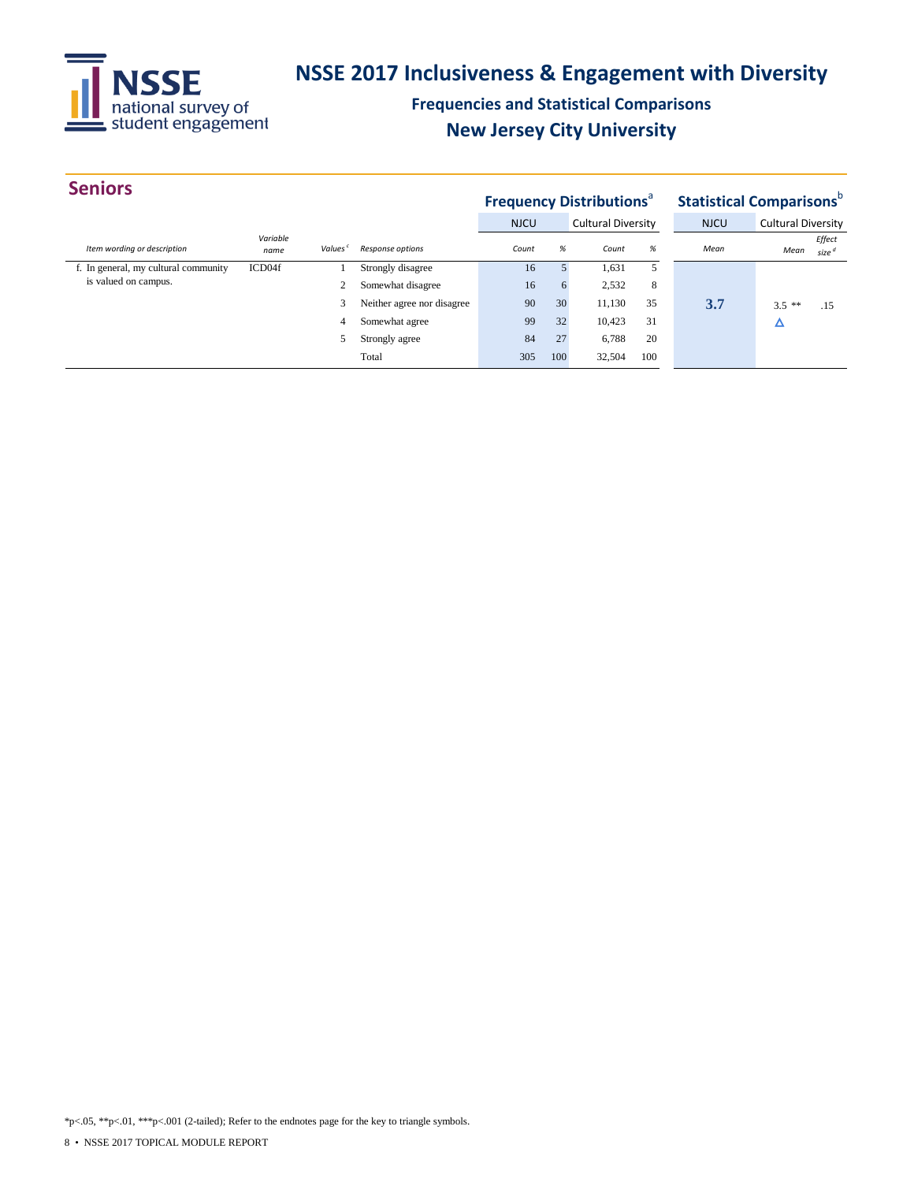# NSSE 2017 Inclusiveness & Engagement with Diversity

## Frequencies and Statistical Comparisons

## New Jersey City University

## Seniors

| | | | | Frequency Distributions[a] | | | | Statistical Comparisons[b] | | |
|---|---|---|---|---|---|---|---|---|---|---|
| | | | | NJCU | | Cultural Diversity | | NJCU | Cultural Diversity | |
| *Item wording or description* | *Variable name* | *Values[c]* | *Response options* | *Count* | *%* | *Count* | *%* | *Mean* | *Mean* | *Effect size[d]* |
| f. In general, my cultural community is valued on campus. | ICD04f | 1 | Strongly disagree | 16 | 5 | 1,631 | 5 | 3.7 | 3.5 ** △ | .15 |
| | | 2 | Somewhat disagree | 16 | 6 | 2,532 | 8 | | | |
| | | 3 | Neither agree nor disagree | 90 | 30 | 11,130 | 35 | | | |
| | | 4 | Somewhat agree | 99 | 32 | 10,423 | 31 | | | |
| | | 5 | Strongly agree | 84 | 27 | 6,788 | 20 | | | |
| | | | Total | 305 | 100 | 32,504 | 100 | | | |

*p<.05, **p<.01, ***p<.001 (2-tailed); Refer to the endnotes page for the key to triangle symbols.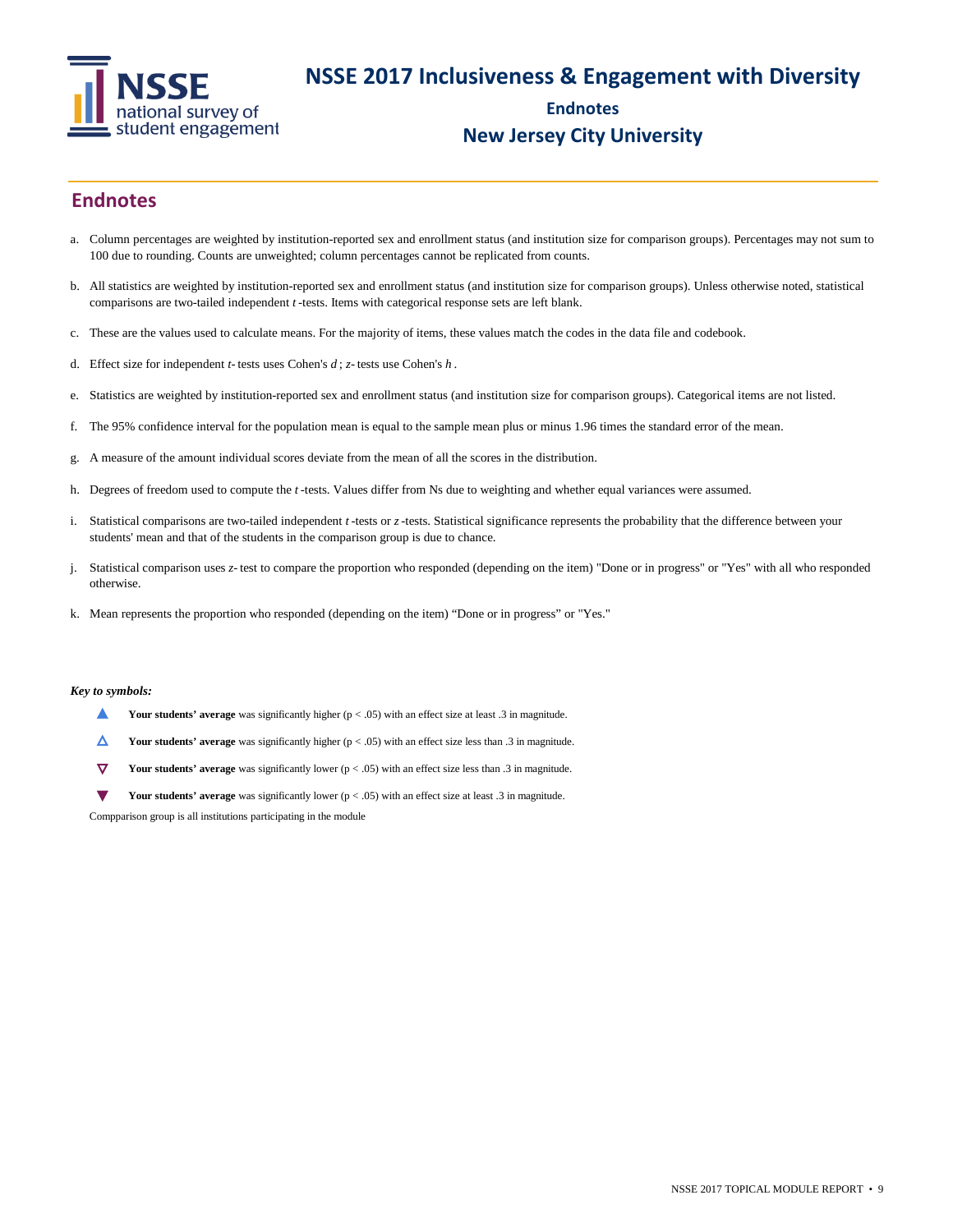# NSSE 2017 Inclusiveness & Engagement with Diversity

### Endnotes

## New Jersey City University

## Endnotes

a. Column percentages are weighted by institution-reported sex and enrollment status (and institution size for comparison groups). Percentages may not sum to 100 due to rounding. Counts are unweighted; column percentages cannot be replicated from counts.

b. All statistics are weighted by institution-reported sex and enrollment status (and institution size for comparison groups). Unless otherwise noted, statistical comparisons are two-tailed independent *t*-tests. Items with categorical response sets are left blank.

c. These are the values used to calculate means. For the majority of items, these values match the codes in the data file and codebook.

d. Effect size for independent *t*- tests uses Cohen's *d*; *z*- tests use Cohen's *h*.

e. Statistics are weighted by institution-reported sex and enrollment status (and institution size for comparison groups). Categorical items are not listed.

f. The 95% confidence interval for the population mean is equal to the sample mean plus or minus 1.96 times the standard error of the mean.

g. A measure of the amount individual scores deviate from the mean of all the scores in the distribution.

h. Degrees of freedom used to compute the *t*-tests. Values differ from Ns due to weighting and whether equal variances were assumed.

i. Statistical comparisons are two-tailed independent *t*-tests or *z*-tests. Statistical significance represents the probability that the difference between your students' mean and that of the students in the comparison group is due to chance.

j. Statistical comparison uses *z*- test to compare the proportion who responded (depending on the item) "Done or in progress" or "Yes" with all who responded otherwise.

k. Mean represents the proportion who responded (depending on the item) "Done or in progress" or "Yes."

***Key to symbols:***

▲ **Your students' average** was significantly higher ($p < .05$) with an effect size at least .3 in magnitude.

△ **Your students' average** was significantly higher ($p < .05$) with an effect size less than .3 in magnitude.

▽ **Your students' average** was significantly lower ($p < .05$) with an effect size less than .3 in magnitude.

▼ **Your students' average** was significantly lower ($p < .05$) with an effect size at least .3 in magnitude.

Compparison group is all institutions participating in the module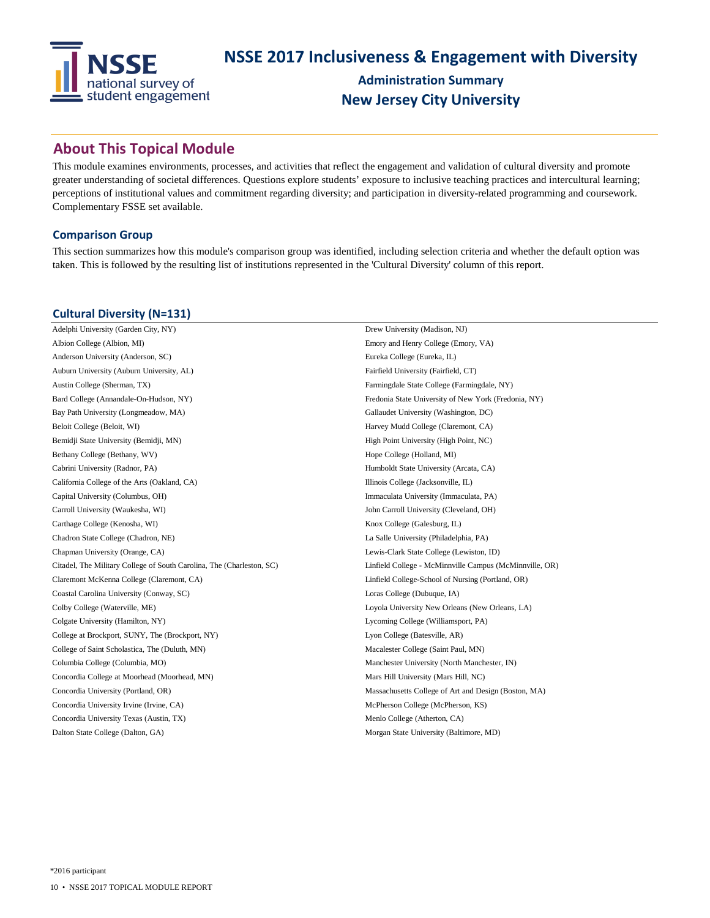# NSSE 2017 Inclusiveness & Engagement with Diversity

## Administration Summary

## New Jersey City University

## About This Topical Module

This module examines environments, processes, and activities that reflect the engagement and validation of cultural diversity and promote greater understanding of societal differences. Questions explore students' exposure to inclusive teaching practices and intercultural learning; perceptions of institutional values and commitment regarding diversity; and participation in diversity-related programming and coursework. Complementary FSSE set available.

### Comparison Group

This section summarizes how this module's comparison group was identified, including selection criteria and whether the default option was taken. This is followed by the resulting list of institutions represented in the 'Cultural Diversity' column of this report.

### Cultural Diversity (N=131)

Adelphi University (Garden City, NY)
Albion College (Albion, MI)
Anderson University (Anderson, SC)
Auburn University (Auburn University, AL)
Austin College (Sherman, TX)
Bard College (Annandale-On-Hudson, NY)
Bay Path University (Longmeadow, MA)
Beloit College (Beloit, WI)
Bemidji State University (Bemidji, MN)
Bethany College (Bethany, WV)
Cabrini University (Radnor, PA)
California College of the Arts (Oakland, CA)
Capital University (Columbus, OH)
Carroll University (Waukesha, WI)
Carthage College (Kenosha, WI)
Chadron State College (Chadron, NE)
Chapman University (Orange, CA)
Citadel, The Military College of South Carolina, The (Charleston, SC)
Claremont McKenna College (Claremont, CA)
Coastal Carolina University (Conway, SC)
Colby College (Waterville, ME)
Colgate University (Hamilton, NY)
College at Brockport, SUNY, The (Brockport, NY)
College of Saint Scholastica, The (Duluth, MN)
Columbia College (Columbia, MO)
Concordia College at Moorhead (Moorhead, MN)
Concordia University (Portland, OR)
Concordia University Irvine (Irvine, CA)
Concordia University Texas (Austin, TX)
Dalton State College (Dalton, GA)
Drew University (Madison, NJ)
Emory and Henry College (Emory, VA)
Eureka College (Eureka, IL)
Fairfield University (Fairfield, CT)
Farmingdale State College (Farmingdale, NY)
Fredonia State University of New York (Fredonia, NY)
Gallaudet University (Washington, DC)
Harvey Mudd College (Claremont, CA)
High Point University (High Point, NC)
Hope College (Holland, MI)
Humboldt State University (Arcata, CA)
Illinois College (Jacksonville, IL)
Immaculata University (Immaculata, PA)
John Carroll University (Cleveland, OH)
Knox College (Galesburg, IL)
La Salle University (Philadelphia, PA)
Lewis-Clark State College (Lewiston, ID)
Linfield College - McMinnville Campus (McMinnville, OR)
Linfield College-School of Nursing (Portland, OR)
Loras College (Dubuque, IA)
Loyola University New Orleans (New Orleans, LA)
Lycoming College (Williamsport, PA)
Lyon College (Batesville, AR)
Macalester College (Saint Paul, MN)
Manchester University (North Manchester, IN)
Mars Hill University (Mars Hill, NC)
Massachusetts College of Art and Design (Boston, MA)
McPherson College (McPherson, KS)
Menlo College (Atherton, CA)
Morgan State University (Baltimore, MD)

*2016 participant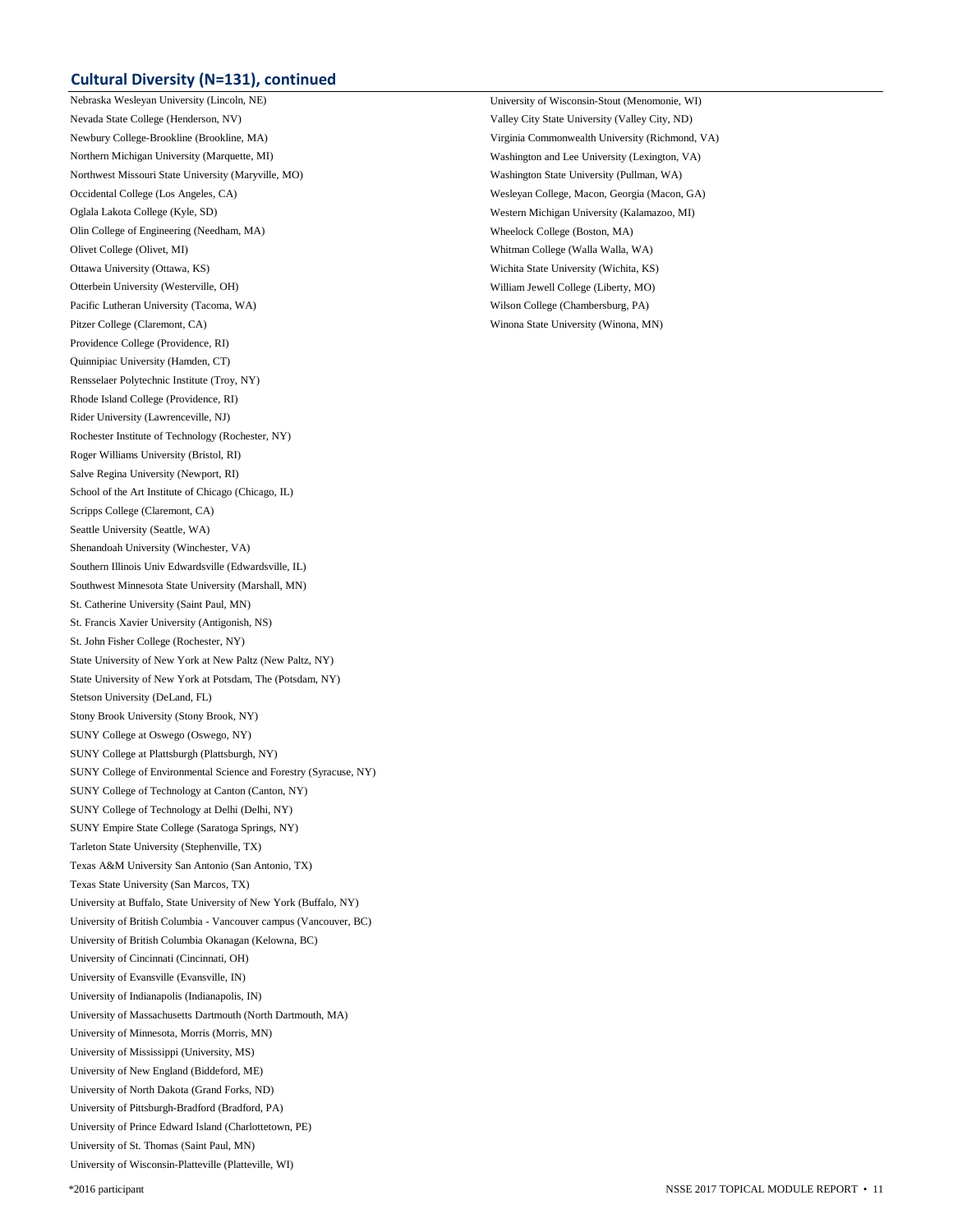## Cultural Diversity (N=131), continued

Nebraska Wesleyan University (Lincoln, NE)
Nevada State College (Henderson, NV)
Newbury College-Brookline (Brookline, MA)
Northern Michigan University (Marquette, MI)
Northwest Missouri State University (Maryville, MO)
Occidental College (Los Angeles, CA)
Oglala Lakota College (Kyle, SD)
Olin College of Engineering (Needham, MA)
Olivet College (Olivet, MI)
Ottawa University (Ottawa, KS)
Otterbein University (Westerville, OH)
Pacific Lutheran University (Tacoma, WA)
Pitzer College (Claremont, CA)
Providence College (Providence, RI)
Quinnipiac University (Hamden, CT)
Rensselaer Polytechnic Institute (Troy, NY)
Rhode Island College (Providence, RI)
Rider University (Lawrenceville, NJ)
Rochester Institute of Technology (Rochester, NY)
Roger Williams University (Bristol, RI)
Salve Regina University (Newport, RI)
School of the Art Institute of Chicago (Chicago, IL)
Scripps College (Claremont, CA)
Seattle University (Seattle, WA)
Shenandoah University (Winchester, VA)
Southern Illinois Univ Edwardsville (Edwardsville, IL)
Southwest Minnesota State University (Marshall, MN)
St. Catherine University (Saint Paul, MN)
St. Francis Xavier University (Antigonish, NS)
St. John Fisher College (Rochester, NY)
State University of New York at New Paltz (New Paltz, NY)
State University of New York at Potsdam, The (Potsdam, NY)
Stetson University (DeLand, FL)
Stony Brook University (Stony Brook, NY)
SUNY College at Oswego (Oswego, NY)
SUNY College at Plattsburgh (Plattsburgh, NY)
SUNY College of Environmental Science and Forestry (Syracuse, NY)
SUNY College of Technology at Canton (Canton, NY)
SUNY College of Technology at Delhi (Delhi, NY)
SUNY Empire State College (Saratoga Springs, NY)
Tarleton State University (Stephenville, TX)
Texas A&M University San Antonio (San Antonio, TX)
Texas State University (San Marcos, TX)
University at Buffalo, State University of New York (Buffalo, NY)
University of British Columbia - Vancouver campus (Vancouver, BC)
University of British Columbia Okanagan (Kelowna, BC)
University of Cincinnati (Cincinnati, OH)
University of Evansville (Evansville, IN)
University of Indianapolis (Indianapolis, IN)
University of Massachusetts Dartmouth (North Dartmouth, MA)
University of Minnesota, Morris (Morris, MN)
University of Mississippi (University, MS)
University of New England (Biddeford, ME)
University of North Dakota (Grand Forks, ND)
University of Pittsburgh-Bradford (Bradford, PA)
University of Prince Edward Island (Charlottetown, PE)
University of St. Thomas (Saint Paul, MN)
University of Wisconsin-Platteville (Platteville, WI)
University of Wisconsin-Stout (Menomonie, WI)
Valley City State University (Valley City, ND)
Virginia Commonwealth University (Richmond, VA)
Washington and Lee University (Lexington, VA)
Washington State University (Pullman, WA)
Wesleyan College, Macon, Georgia (Macon, GA)
Western Michigan University (Kalamazoo, MI)
Wheelock College (Boston, MA)
Whitman College (Walla Walla, WA)
Wichita State University (Wichita, KS)
William Jewell College (Liberty, MO)
Wilson College (Chambersburg, PA)
Winona State University (Winona, MN)

*2016 participant